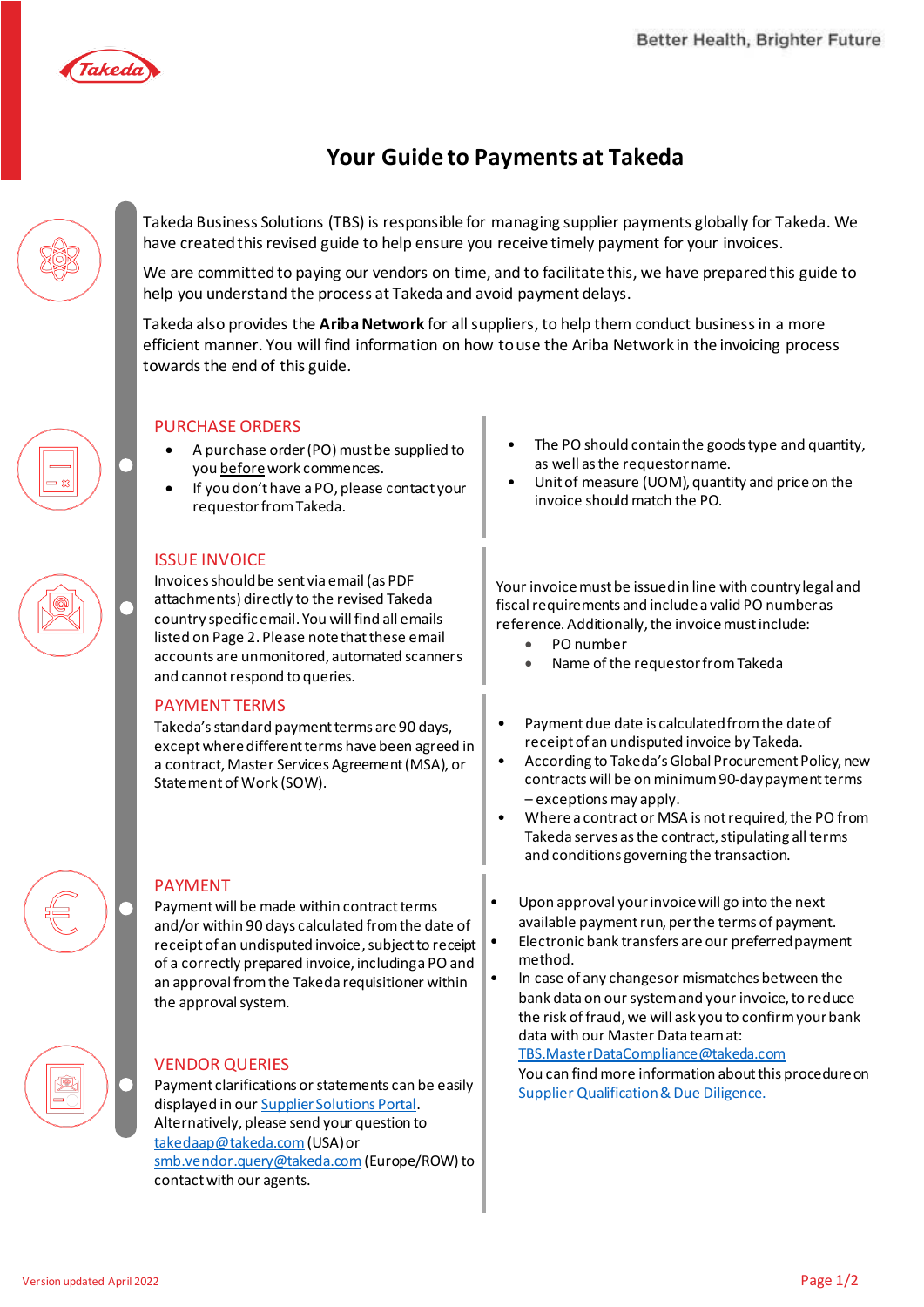# Your Guide to Payments at Takeda

Takeda Business Solutions (TBS) is responsible for managing supplier payments globally for Takeda. We have created this revised guide to help ensure you receive timely payment for your invoices.

We are committed to paying our vendors on time, and to facilitate this, we have prepared this guide to help you understand the process at Takeda and avoid payment delays.

Takeda also provides the **Ariba Network** for all suppliers, to help them conduct business in a more efficient manner. You will find information on how to use the Ariba Network in the invoicing process towards the end of this guide.

## PURCHASE ORDERS

- A purchase order (PO) must be supplied to you before work commences.
- If you don't have a PO, please contact your requestor from Takeda.
- The PO should contain the goods type and quantity, as well as the requestor name.
- Unit of measure (UOM), quantity and price on the invoice should match the PO.

## ISSUE INVOICE

Invoices should be sent via email (as PDF attachments) directly to the revised Takeda country specific email. You will find all emails listed on Page 2. Please note that these email accounts are unmonitored, automated scanners and cannot respond to queries.

Your invoice must be issued in line with country legal and fiscal requirements and include a valid PO number as reference. Additionally, the invoice must include:

- PO number
- Name of the requestor from Takeda

## PAYMENT TERMS

Takeda's standard payment terms are 90 days, except where different terms have been agreed in a contract, Master Services Agreement (MSA), or Statement of Work (SOW).

- Payment due date is calculated from the date of receipt of an undisputed invoice by Takeda.
- According to Takeda's Global Procurement Policy, new contracts will be on minimum 90-day payment terms – exceptions may apply.
- Where a contract or MSA is not required, the PO from Takeda serves as the contract, stipulating all terms and conditions governing the transaction.

## PAYMENT

Payment will be made within contract terms and/or within 90 days calculated from the date of receipt of an undisputed invoice, subject to receipt of a correctly prepared invoice, including a PO and an approval from the Takeda requisitioner within the approval system.

- Upon approval your invoice will go into the next available payment run, per the terms of payment.
- Electronic bank transfers are our preferred payment method.
- In case of any changes or mismatches between the bank data on our system and your invoice, to reduce the risk of fraud, we will ask you to confirm your bank data with our Master Data team at: TBS.MasterDataCompliance@takeda.com
  You can find more information about this procedure on Supplier Qualification & Due Diligence.

## VENDOR QUERIES

Payment clarifications or statements can be easily displayed in our Supplier Solutions Portal. Alternatively, please send your question to takedaap@takeda.com (USA) or smb.vendor.query@takeda.com (Europe/ROW) to contact with our agents.

Version updated April 2022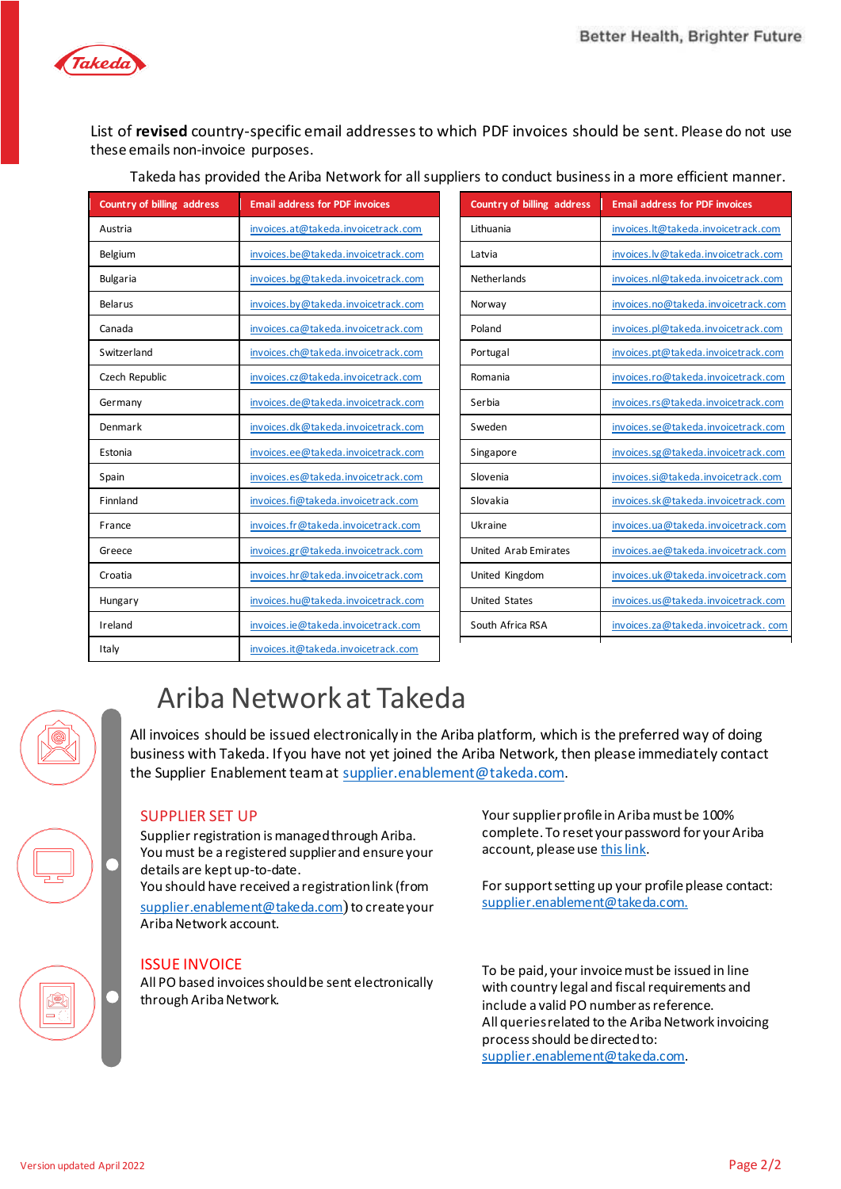List of **revised** country-specific email addresses to which PDF invoices should be sent. Please do not use these emails non-invoice purposes.

Takeda has provided the Ariba Network for all suppliers to conduct business in a more efficient manner.

| Country of billing address | Email address for PDF invoices |
|---|---|
| Austria | invoices.at@takeda.invoicetrack.com |
| Belgium | invoices.be@takeda.invoicetrack.com |
| Bulgaria | invoices.bg@takeda.invoicetrack.com |
| Belarus | invoices.by@takeda.invoicetrack.com |
| Canada | invoices.ca@takeda.invoicetrack.com |
| Switzerland | invoices.ch@takeda.invoicetrack.com |
| Czech Republic | invoices.cz@takeda.invoicetrack.com |
| Germany | invoices.de@takeda.invoicetrack.com |
| Denmark | invoices.dk@takeda.invoicetrack.com |
| Estonia | invoices.ee@takeda.invoicetrack.com |
| Spain | invoices.es@takeda.invoicetrack.com |
| Finnland | invoices.fi@takeda.invoicetrack.com |
| France | invoices.fr@takeda.invoicetrack.com |
| Greece | invoices.gr@takeda.invoicetrack.com |
| Croatia | invoices.hr@takeda.invoicetrack.com |
| Hungary | invoices.hu@takeda.invoicetrack.com |
| Ireland | invoices.ie@takeda.invoicetrack.com |
| Italy | invoices.it@takeda.invoicetrack.com |

| Country of billing address | Email address for PDF invoices |
|---|---|
| Lithuania | invoices.lt@takeda.invoicetrack.com |
| Latvia | invoices.lv@takeda.invoicetrack.com |
| Netherlands | invoices.nl@takeda.invoicetrack.com |
| Norway | invoices.no@takeda.invoicetrack.com |
| Poland | invoices.pl@takeda.invoicetrack.com |
| Portugal | invoices.pt@takeda.invoicetrack.com |
| Romania | invoices.ro@takeda.invoicetrack.com |
| Serbia | invoices.rs@takeda.invoicetrack.com |
| Sweden | invoices.se@takeda.invoicetrack.com |
| Singapore | invoices.sg@takeda.invoicetrack.com |
| Slovenia | invoices.si@takeda.invoicetrack.com |
| Slovakia | invoices.sk@takeda.invoicetrack.com |
| Ukraine | invoices.ua@takeda.invoicetrack.com |
| United Arab Emirates | invoices.ae@takeda.invoicetrack.com |
| United Kingdom | invoices.uk@takeda.invoicetrack.com |
| United States | invoices.us@takeda.invoicetrack.com |
| South Africa RSA | invoices.za@takeda.invoicetrack. com |

# Ariba Network at Takeda

All invoices should be issued electronically in the Ariba platform, which is the preferred way of doing business with Takeda. If you have not yet joined the Ariba Network, then please immediately contact the Supplier Enablement team at supplier.enablement@takeda.com.

## SUPPLIER SET UP

Supplier registration is managed through Ariba. You must be a registered supplier and ensure your details are kept up-to-date.
You should have received a registration link (from supplier.enablement@takeda.com) to create your Ariba Network account.

Your supplier profile in Ariba must be 100% complete. To reset your password for your Ariba account, please use this link.

For support setting up your profile please contact: supplier.enablement@takeda.com.

## ISSUE INVOICE

All PO based invoices should be sent electronically through Ariba Network.

To be paid, your invoice must be issued in line with country legal and fiscal requirements and include a valid PO number as reference.
All queries related to the Ariba Network invoicing process should be directed to: supplier.enablement@takeda.com.

Version updated April 2022